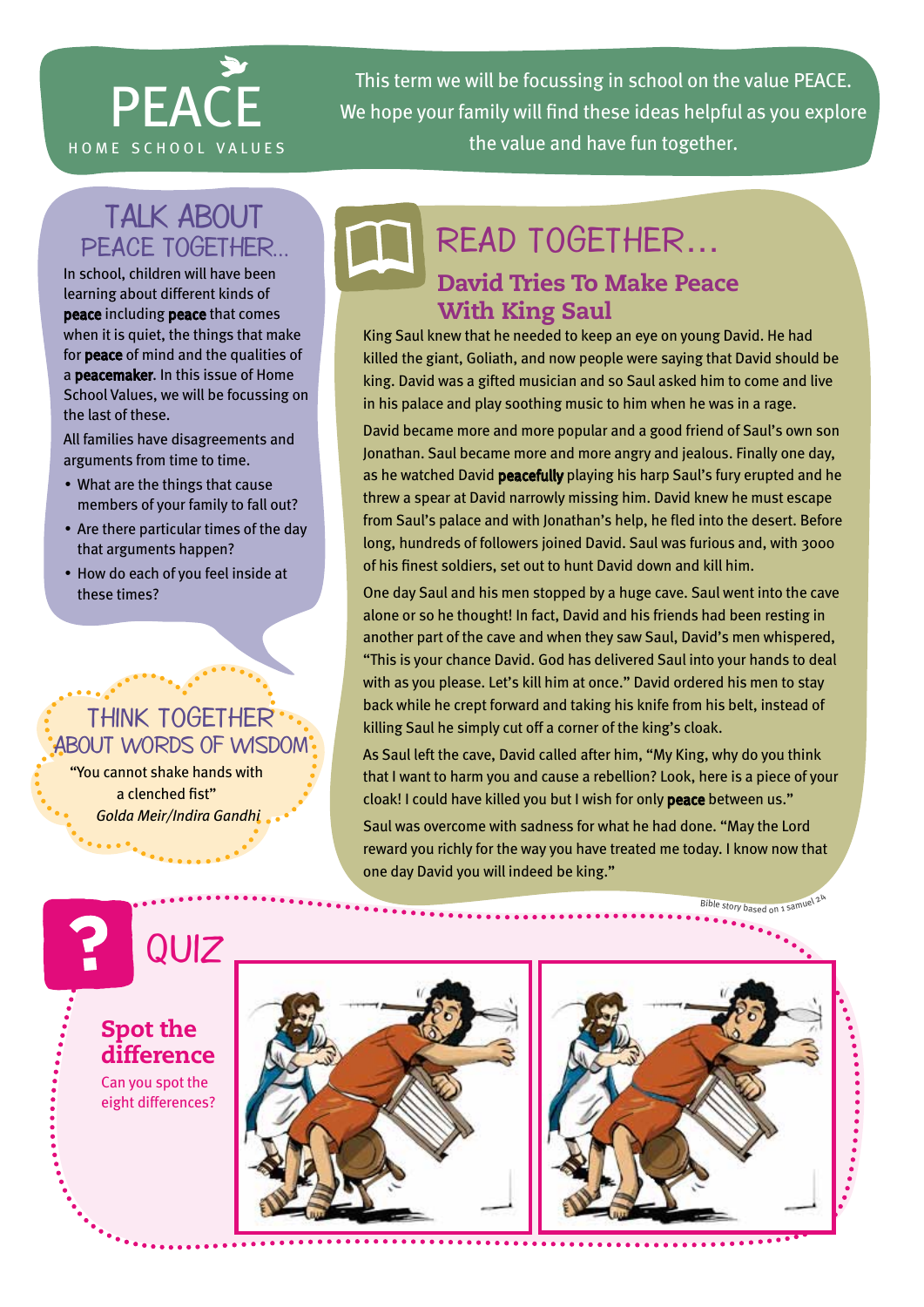# PEACE

HOME SCHOOL VALUES

This term we will be focussing in school on the value PEACE. We hope your family will find these ideas helpful as you explore the value and have fun together.

## TALK ABOUT PEACE TOGETHER...

In school, children will have been learning about different kinds of **peace** including **peace** that comes when it is quiet, the things that make for **peace** of mind and the qualities of a **peacemaker**. In this issue of Home School Values, we will be focussing on the last of these.

All families have disagreements and arguments from time to time.

- What are the things that cause members of your family to fall out?
- Are there particular times of the day that arguments happen?
- How do each of you feel inside at these times?

## THINK TOGETHER ABOUT WORDS OF WISDOM

"You cannot shake hands with a clenched fist"

*Golda Meir/Indira Gandhi*

## READ TOGETHER...

### David Tries To Make Peace With King Saul

King Saul knew that he needed to keep an eye on young David. He had killed the giant, Goliath, and now people were saying that David should be king. David was a gifted musician and so Saul asked him to come and live in his palace and play soothing music to him when he was in a rage.

David became more and more popular and a good friend of Saul's own son Jonathan. Saul became more and more angry and jealous. Finally one day, as he watched David **peacefully** playing his harp Saul's fury erupted and he threw a spear at David narrowly missing him. David knew he must escape from Saul's palace and with Jonathan's help, he fled into the desert. Before long, hundreds of followers joined David. Saul was furious and, with 3000 of his finest soldiers, set out to hunt David down and kill him.

One day Saul and his men stopped by a huge cave. Saul went into the cave alone or so he thought! In fact, David and his friends had been resting in another part of the cave and when they saw Saul, David's men whispered, "This is your chance David. God has delivered Saul into your hands to deal with as you please. Let's kill him at once." David ordered his men to stay back while he crept forward and taking his knife from his belt, instead of killing Saul he simply cut off a corner of the king's cloak.

As Saul left the cave, David called after him, "My King, why do you think that I want to harm you and cause a rebellion? Look, here is a piece of your cloak! I could have killed you but I wish for only **peace** between us."

Saul was overcome with sadness for what he had done. "May the Lord reward you richly for the way you have treated me today. I know now that one day David you will indeed be king."

Bible story based on 1 Samuel 24

## QUIZ

### Spot the difference

Can you spot the eight differences?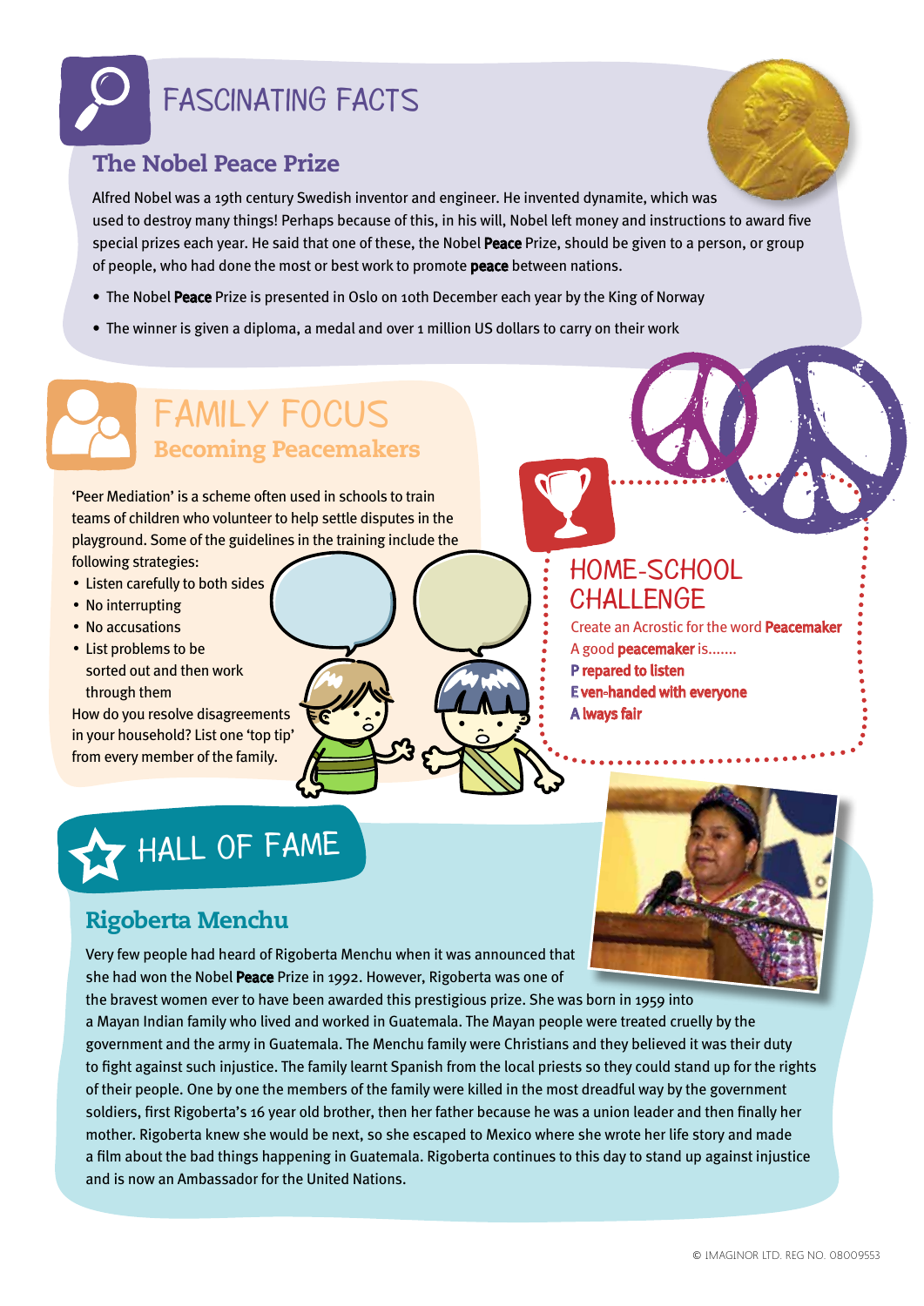# FASCINATING FACTS

## The Nobel Peace Prize

Alfred Nobel was a 19th century Swedish inventor and engineer. He invented dynamite, which was used to destroy many things! Perhaps because of this, in his will, Nobel left money and instructions to award five special prizes each year. He said that one of these, the Nobel **Peace** Prize, should be given to a person, or group of people, who had done the most or best work to promote **peace** between nations.

- The Nobel **Peace** Prize is presented in Oslo on 10th December each year by the King of Norway
- The winner is given a diploma, a medal and over 1 million US dollars to carry on their work

# FAMILY FOCUS

## Becoming Peacemakers

'Peer Mediation' is a scheme often used in schools to train teams of children who volunteer to help settle disputes in the playground. Some of the guidelines in the training include the following strategies:

- Listen carefully to both sides
- No interrupting
- No accusations
- List problems to be sorted out and then work through them

How do you resolve disagreements in your household? List one 'top tip' from every member of the family.

# HOME-SCHOOL CHALLENGE

Create an Acrostic for the word **Peacemaker**

A good **peacemaker** is.......

**P** **repared to listen**

**E** **ven-handed with everyone**

**A** **lways fair**

# HALL OF FAME

## Rigoberta Menchu

Very few people had heard of Rigoberta Menchu when it was announced that she had won the Nobel **Peace** Prize in 1992. However, Rigoberta was one of the bravest women ever to have been awarded this prestigious prize. She was born in 1959 into a Mayan Indian family who lived and worked in Guatemala. The Mayan people were treated cruelly by the government and the army in Guatemala. The Menchu family were Christians and they believed it was their duty to fight against such injustice. The family learnt Spanish from the local priests so they could stand up for the rights of their people. One by one the members of the family were killed in the most dreadful way by the government soldiers, first Rigoberta's 16 year old brother, then her father because he was a union leader and then finally her mother. Rigoberta knew she would be next, so she escaped to Mexico where she wrote her life story and made a film about the bad things happening in Guatemala. Rigoberta continues to this day to stand up against injustice and is now an Ambassador for the United Nations.

© IMAGINOR LTD. REG NO. 08009553